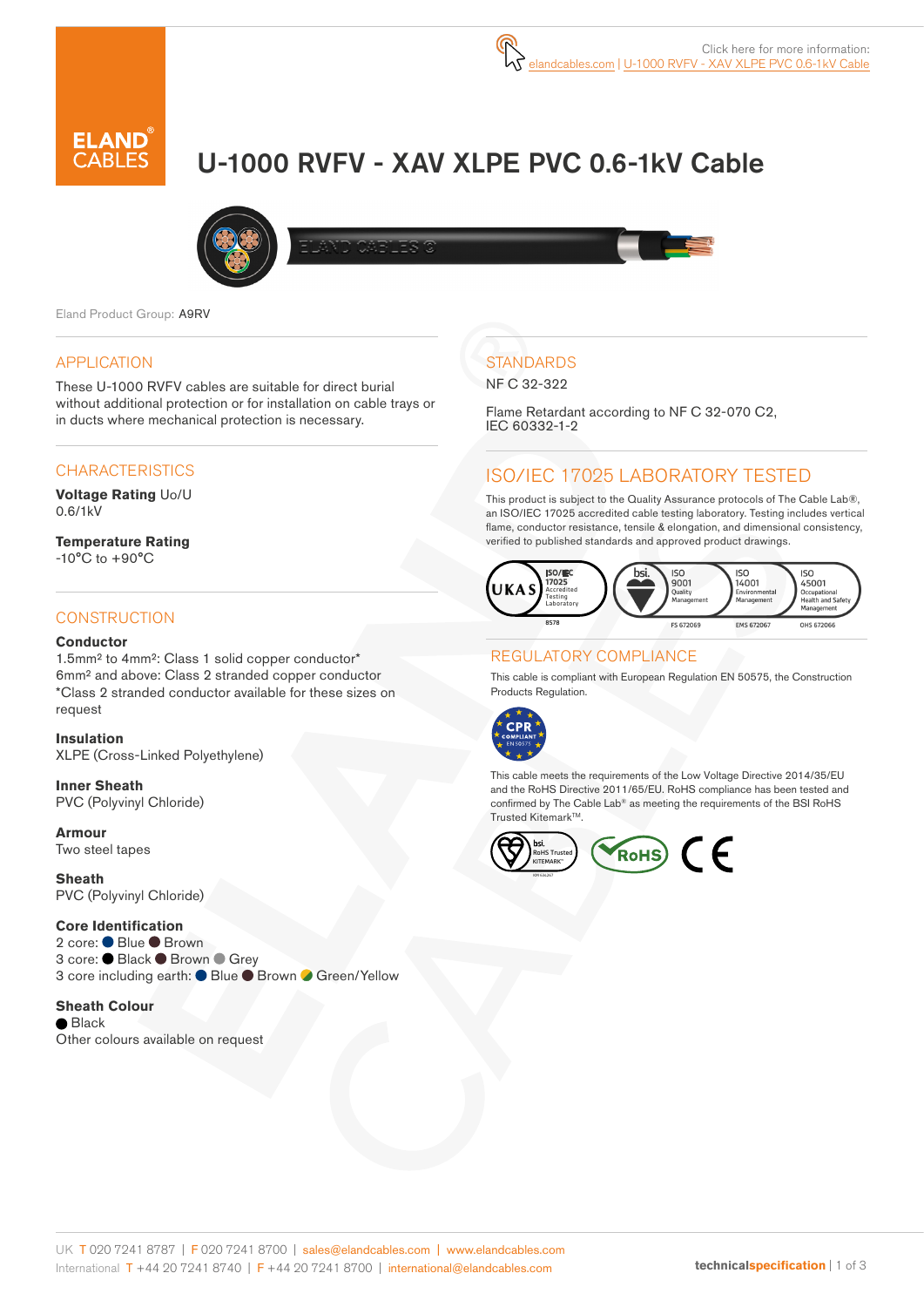Click here for more information: elandcables.com | U-1000 RVFV - XAV XLPE PVC 0.6-1kV Cable

# U-1000 RVFV - XAV XLPE PVC 0.6-1kV Cable

Eland Product Group: A9RV

## APPLICATION

These U-1000 RVFV cables are suitable for direct burial without additional protection or for installation on cable trays or in ducts where mechanical protection is necessary.

## CHARACTERISTICS

**Voltage Rating** Uo/U
0.6/1kV

**Temperature Rating**
-10°C to +90°C

## CONSTRUCTION

**Conductor**
1.5mm² to 4mm²: Class 1 solid copper conductor*
6mm² and above: Class 2 stranded copper conductor
*Class 2 stranded conductor available for these sizes on request

**Insulation**
XLPE (Cross-Linked Polyethylene)

**Inner Sheath**
PVC (Polyvinyl Chloride)

**Armour**
Two steel tapes

**Sheath**
PVC (Polyvinyl Chloride)

**Core Identification**
2 core: Blue Brown
3 core: Black Brown Grey
3 core including earth: Blue Brown Green/Yellow

**Sheath Colour**
Black
Other colours available on request

## STANDARDS

NF C 32-322

Flame Retardant according to NF C 32-070 C2, IEC 60332-1-2

## ISO/IEC 17025 LABORATORY TESTED

This product is subject to the Quality Assurance protocols of The Cable Lab®, an ISO/IEC 17025 accredited cable testing laboratory. Testing includes vertical flame, conductor resistance, tensile & elongation, and dimensional consistency, verified to published standards and approved product drawings.

UKAS ISO/IEC 17025 Accredited Testing Laboratory 8578 | bsi. ISO 9001 Quality Management FS 672069 | ISO 14001 Environmental Management EMS 672067 | ISO 45001 Occupational Health and Safety Management OHS 672066

## REGULATORY COMPLIANCE

This cable is compliant with European Regulation EN 50575, the Construction Products Regulation.

CPR COMPLIANT EN 50575

This cable meets the requirements of the Low Voltage Directive 2014/35/EU and the RoHS Directive 2011/65/EU. RoHS compliance has been tested and confirmed by The Cable Lab® as meeting the requirements of the BSI RoHS Trusted Kitemark™.

bsi. RoHS Trusted KITEMARK™ | RoHS | CE

UK T 020 7241 8787 | F 020 7241 8700 | sales@elandcables.com | www.elandcables.com
International T +44 20 7241 8740 | F +44 20 7241 8700 | international@elandcables.com

technicalspecification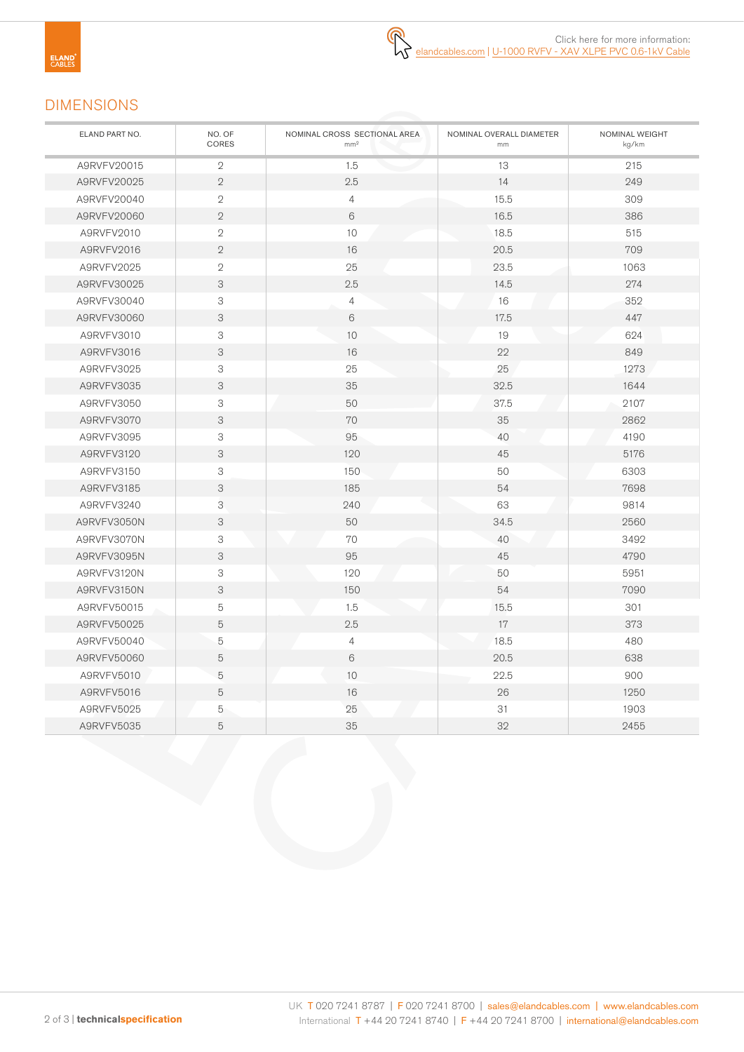Click here for more information: elandcables.com | U-1000 RVFV - XAV XLPE PVC 0.6-1kV Cable

## DIMENSIONS

| ELAND PART NO. | NO. OF CORES | NOMINAL CROSS SECTIONAL AREA mm² | NOMINAL OVERALL DIAMETER mm | NOMINAL WEIGHT kg/km |
|---|---|---|---|---|
| A9RVFV20015 | 2 | 1.5 | 13 | 215 |
| A9RVFV20025 | 2 | 2.5 | 14 | 249 |
| A9RVFV20040 | 2 | 4 | 15.5 | 309 |
| A9RVFV20060 | 2 | 6 | 16.5 | 386 |
| A9RVFV2010 | 2 | 10 | 18.5 | 515 |
| A9RVFV2016 | 2 | 16 | 20.5 | 709 |
| A9RVFV2025 | 2 | 25 | 23.5 | 1063 |
| A9RVFV30025 | 3 | 2.5 | 14.5 | 274 |
| A9RVFV30040 | 3 | 4 | 16 | 352 |
| A9RVFV30060 | 3 | 6 | 17.5 | 447 |
| A9RVFV3010 | 3 | 10 | 19 | 624 |
| A9RVFV3016 | 3 | 16 | 22 | 849 |
| A9RVFV3025 | 3 | 25 | 25 | 1273 |
| A9RVFV3035 | 3 | 35 | 32.5 | 1644 |
| A9RVFV3050 | 3 | 50 | 37.5 | 2107 |
| A9RVFV3070 | 3 | 70 | 35 | 2862 |
| A9RVFV3095 | 3 | 95 | 40 | 4190 |
| A9RVFV3120 | 3 | 120 | 45 | 5176 |
| A9RVFV3150 | 3 | 150 | 50 | 6303 |
| A9RVFV3185 | 3 | 185 | 54 | 7698 |
| A9RVFV3240 | 3 | 240 | 63 | 9814 |
| A9RVFV3050N | 3 | 50 | 34.5 | 2560 |
| A9RVFV3070N | 3 | 70 | 40 | 3492 |
| A9RVFV3095N | 3 | 95 | 45 | 4790 |
| A9RVFV3120N | 3 | 120 | 50 | 5951 |
| A9RVFV3150N | 3 | 150 | 54 | 7090 |
| A9RVFV50015 | 5 | 1.5 | 15.5 | 301 |
| A9RVFV50025 | 5 | 2.5 | 17 | 373 |
| A9RVFV50040 | 5 | 4 | 18.5 | 480 |
| A9RVFV50060 | 5 | 6 | 20.5 | 638 |
| A9RVFV5010 | 5 | 10 | 22.5 | 900 |
| A9RVFV5016 | 5 | 16 | 26 | 1250 |
| A9RVFV5025 | 5 | 25 | 31 | 1903 |
| A9RVFV5035 | 5 | 35 | 32 | 2455 |

UK T 020 7241 8787 | F 020 7241 8700 | sales@elandcables.com | www.elandcables.com
International T +44 20 7241 8740 | F +44 20 7241 8700 | international@elandcables.com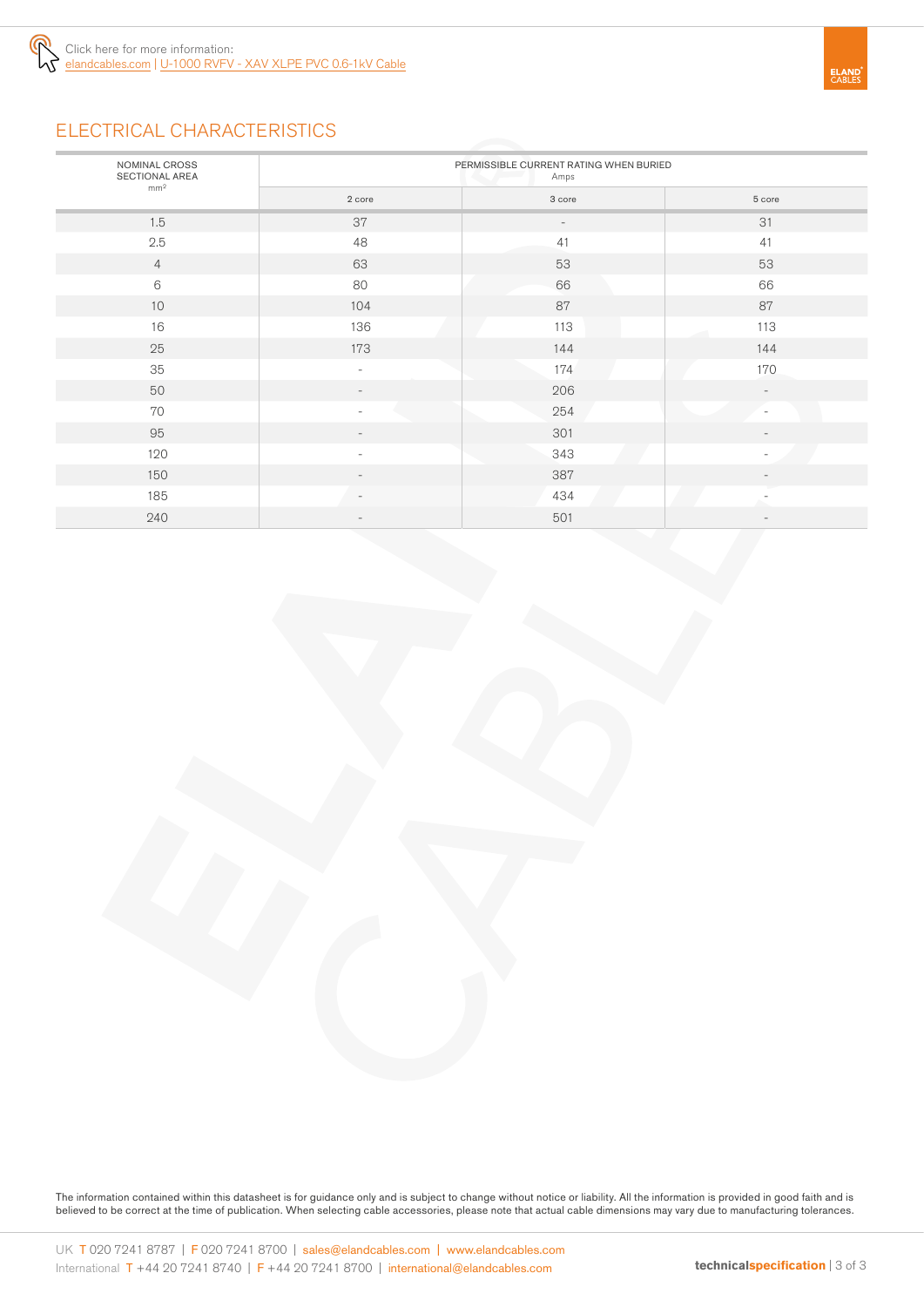Click here for more information: elandcables.com | U-1000 RVFV - XAV XLPE PVC 0.6-1kV Cable

## ELECTRICAL CHARACTERISTICS

| NOMINAL CROSS SECTIONAL AREA mm² | PERMISSIBLE CURRENT RATING WHEN BURIED Amps | | |
|---|---|---|---|
| | 2 core | 3 core | 5 core |
| 1.5 | 37 | - | 31 |
| 2.5 | 48 | 41 | 41 |
| 4 | 63 | 53 | 53 |
| 6 | 80 | 66 | 66 |
| 10 | 104 | 87 | 87 |
| 16 | 136 | 113 | 113 |
| 25 | 173 | 144 | 144 |
| 35 | - | 174 | 170 |
| 50 | - | 206 | - |
| 70 | - | 254 | - |
| 95 | - | 301 | - |
| 120 | - | 343 | - |
| 150 | - | 387 | - |
| 185 | - | 434 | - |
| 240 | - | 501 | - |

The information contained within this datasheet is for guidance only and is subject to change without notice or liability. All the information is provided in good faith and is believed to be correct at the time of publication. When selecting cable accessories, please note that actual cable dimensions may vary due to manufacturing tolerances.

UK T 020 7241 8787 | F 020 7241 8700 | sales@elandcables.com | www.elandcables.com
International T +44 20 7241 8740 | F +44 20 7241 8700 | international@elandcables.com